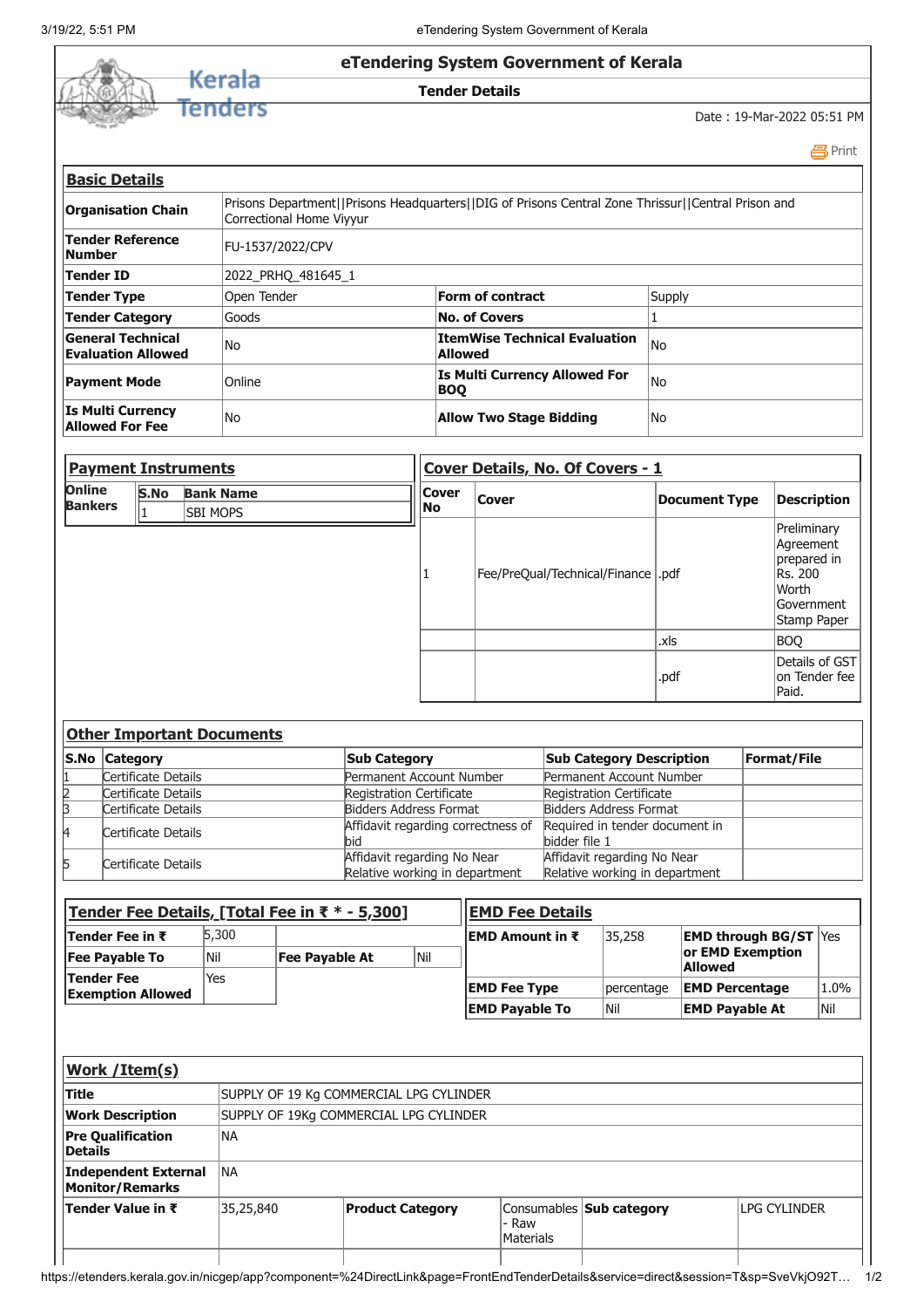# eTendering System Government of Kerala

**Kerala Tenders**

## Tender Details

Date : 19-Mar-2022 05:51 PM

Print

### Basic Details

| | | | |
|---|---|---|---|
| **Organisation Chain** | Prisons Department\|\|Prisons Headquarters\|\|DIG of Prisons Central Zone Thrissur\|\|Central Prison and Correctional Home Viyyur | | |
| **Tender Reference Number** | FU-1537/2022/CPV | | |
| **Tender ID** | 2022_PRHQ_481645_1 | | |
| **Tender Type** | Open Tender | **Form of contract** | Supply |
| **Tender Category** | Goods | **No. of Covers** | 1 |
| **General Technical Evaluation Allowed** | No | **ItemWise Technical Evaluation Allowed** | No |
| **Payment Mode** | Online | **Is Multi Currency Allowed For BOQ** | No |
| **Is Multi Currency Allowed For Fee** | No | **Allow Two Stage Bidding** | No |

### Payment Instruments

| **Online Bankers** | **S.No** | **Bank Name** |
|---|---|---|
| | 1 | SBI MOPS |

### Cover Details, No. Of Covers - 1

| Cover No | Cover | Document Type | Description |
|---|---|---|---|
| 1 | Fee/PreQual/Technical/Finance | .pdf | Preliminary Agreement prepared in Rs. 200 Worth Government Stamp Paper |
| | | .xls | BOQ |
| | | .pdf | Details of GST on Tender fee Paid. |

### Other Important Documents

| S.No | Category | Sub Category | Sub Category Description | Format/File |
|---|---|---|---|---|
| 1 | Certificate Details | Permanent Account Number | Permanent Account Number | |
| 2 | Certificate Details | Registration Certificate | Registration Certificate | |
| 3 | Certificate Details | Bidders Address Format | Bidders Address Format | |
| 4 | Certificate Details | Affidavit regarding correctness of bid | Required in tender document in bidder file 1 | |
| 5 | Certificate Details | Affidavit regarding No Near Relative working in department | Affidavit regarding No Near Relative working in department | |

### Tender Fee Details, [Total Fee in ₹ * - 5,300]

| | | | |
|---|---|---|---|
| **Tender Fee in ₹** | 5,300 | | |
| **Fee Payable To** | Nil | **Fee Payable At** | Nil |
| **Tender Fee Exemption Allowed** | Yes | | |

### EMD Fee Details

| | | | |
|---|---|---|---|
| **EMD Amount in ₹** | 35,258 | **EMD through BG/ST or EMD Exemption Allowed** | Yes |
| **EMD Fee Type** | percentage | **EMD Percentage** | 1.0% |
| **EMD Payable To** | Nil | **EMD Payable At** | Nil |

### Work /Item(s)

| | | | | | |
|---|---|---|---|---|---|
| **Title** | SUPPLY OF 19 Kg COMMERCIAL LPG CYLINDER | | | | |
| **Work Description** | SUPPLY OF 19Kg COMMERCIAL LPG CYLINDER | | | | |
| **Pre Qualification Details** | NA | | | | |
| **Independent External Monitor/Remarks** | NA | | | | |
| **Tender Value in ₹** | 35,25,840 | **Product Category** | Consumables - Raw Materials | **Sub category** | LPG CYLINDER |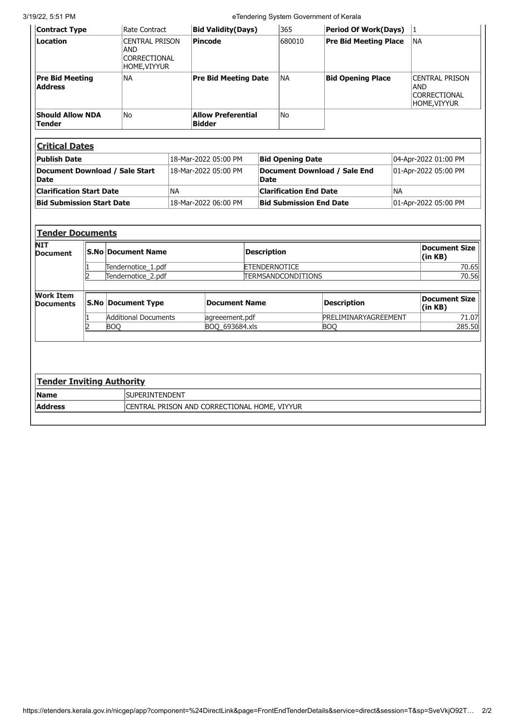| | | | | | | | |
|---|---|---|---|---|---|---|---|
| **Contract Type** | Rate Contract | **Bid Validity(Days)** | 365 | **Period Of Work(Days)** | 1 |
| **Location** | CENTRAL PRISON AND CORRECTIONAL HOME,VIYYUR | **Pincode** | 680010 | **Pre Bid Meeting Place** | NA |
| **Pre Bid Meeting Address** | NA | **Pre Bid Meeting Date** | NA | **Bid Opening Place** | CENTRAL PRISON AND CORRECTIONAL HOME,VIYYUR |
| **Should Allow NDA Tender** | No | **Allow Preferential Bidder** | No | | |

## Critical Dates

| | | | |
|---|---|---|---|
| **Publish Date** | 18-Mar-2022 05:00 PM | **Bid Opening Date** | 04-Apr-2022 01:00 PM |
| **Document Download / Sale Start Date** | 18-Mar-2022 05:00 PM | **Document Download / Sale End Date** | 01-Apr-2022 05:00 PM |
| **Clarification Start Date** | NA | **Clarification End Date** | NA |
| **Bid Submission Start Date** | 18-Mar-2022 06:00 PM | **Bid Submission End Date** | 01-Apr-2022 05:00 PM |

## Tender Documents

**NIT Document**

| S.No | Document Name | Description | Document Size (in KB) |
|---|---|---|---|
| 1 | Tendernotice_1.pdf | ETENDERNOTICE | 70.65 |
| 2 | Tendernotice_2.pdf | TERMSANDCONDITIONS | 70.56 |

**Work Item Documents**

| S.No | Document Type | Document Name | Description | Document Size (in KB) |
|---|---|---|---|---|
| 1 | Additional Documents | agreeement.pdf | PRELIMINARYAGREEMENT | 71.07 |
| 2 | BOQ | BOQ_693684.xls | BOQ | 285.50 |

## Tender Inviting Authority

| | |
|---|---|
| **Name** | SUPERINTENDENT |
| **Address** | CENTRAL PRISON AND CORRECTIONAL HOME, VIYYUR |